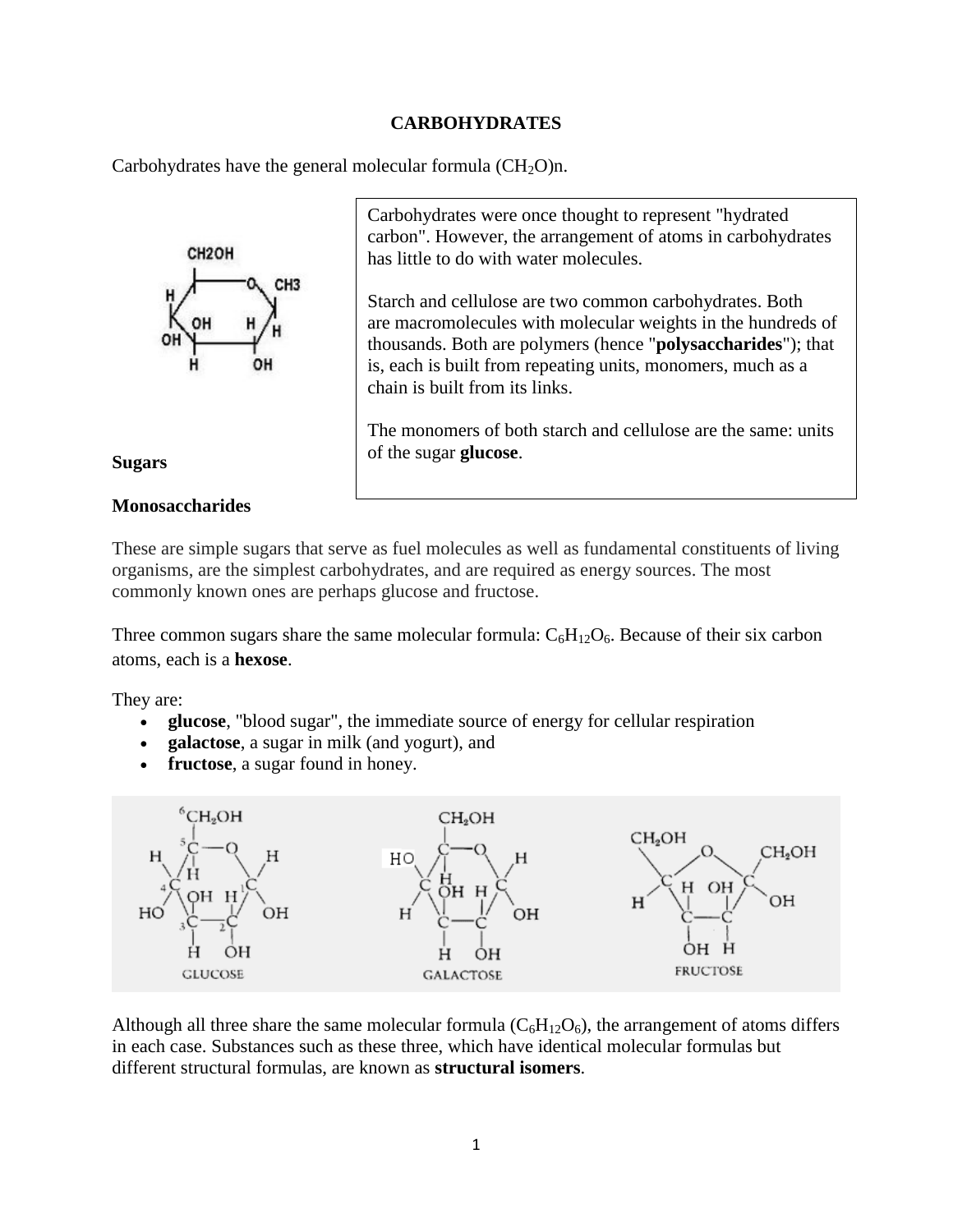# CARBOHYDRATES

Carbohydrates have the general molecular formula $(CH_2O)n$.

> Carbohydrates were once thought to represent "hydrated carbon". However, the arrangement of atoms in carbohydrates has little to do with water molecules.
>
> Starch and cellulose are two common carbohydrates. Both are macromolecules with molecular weights in the hundreds of thousands. Both are polymers (hence "**polysaccharides**"); that is, each is built from repeating units, monomers, much as a chain is built from its links.
>
> The monomers of both starch and cellulose are the same: units of the sugar **glucose**.

## Sugars

### Monosaccharides

These are simple sugars that serve as fuel molecules as well as fundamental constituents of living organisms, are the simplest carbohydrates, and are required as energy sources. The most commonly known ones are perhaps glucose and fructose.

Three common sugars share the same molecular formula: $C_6H_{12}O_6$. Because of their six carbon atoms, each is a **hexose**.

They are:

- **glucose**, "blood sugar", the immediate source of energy for cellular respiration
- **galactose**, a sugar in milk (and yogurt), and
- **fructose**, a sugar found in honey.

GLUCOSE GALACTOSE FRUCTOSE

Although all three share the same molecular formula ($C_6H_{12}O_6$), the arrangement of atoms differs in each case. Substances such as these three, which have identical molecular formulas but different structural formulas, are known as **structural isomers**.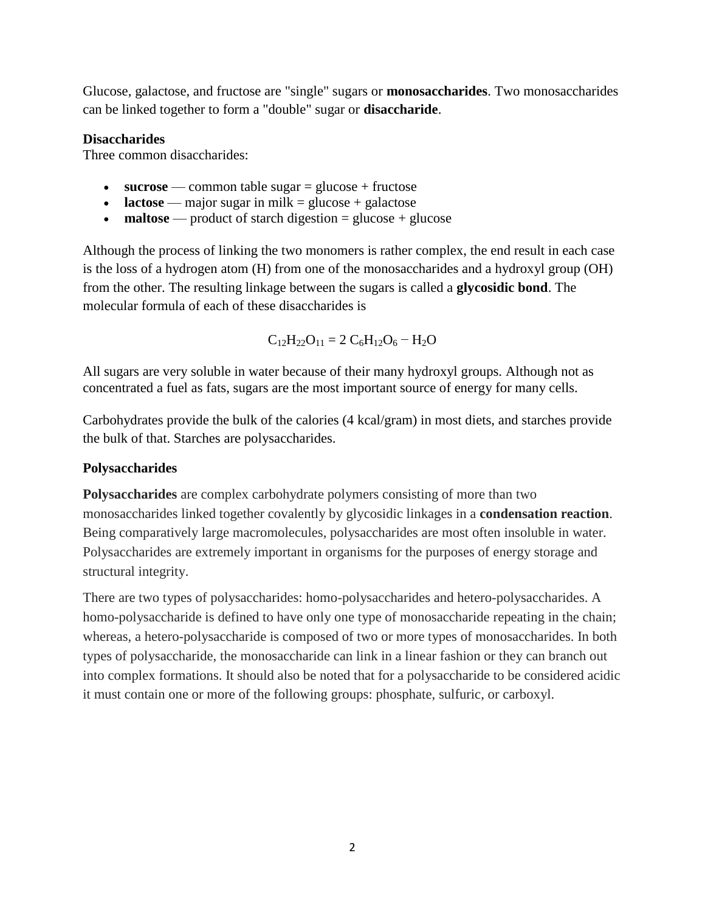Glucose, galactose, and fructose are "single" sugars or **monosaccharides**. Two monosaccharides can be linked together to form a "double" sugar or **disaccharide**.

**Disaccharides**

Three common disaccharides:

- **sucrose** — common table sugar = glucose + fructose
- **lactose** — major sugar in milk = glucose + galactose
- **maltose** — product of starch digestion = glucose + glucose

Although the process of linking the two monomers is rather complex, the end result in each case is the loss of a hydrogen atom (H) from one of the monosaccharides and a hydroxyl group (OH) from the other. The resulting linkage between the sugars is called a **glycosidic bond**. The molecular formula of each of these disaccharides is

$$C_{12}H_{22}O_{11} = 2\ C_6H_{12}O_6 - H_2O$$

All sugars are very soluble in water because of their many hydroxyl groups. Although not as concentrated a fuel as fats, sugars are the most important source of energy for many cells.

Carbohydrates provide the bulk of the calories (4 kcal/gram) in most diets, and starches provide the bulk of that. Starches are polysaccharides.

**Polysaccharides**

**Polysaccharides** are complex carbohydrate polymers consisting of more than two monosaccharides linked together covalently by glycosidic linkages in a **condensation reaction**. Being comparatively large macromolecules, polysaccharides are most often insoluble in water. Polysaccharides are extremely important in organisms for the purposes of energy storage and structural integrity.

There are two types of polysaccharides: homo-polysaccharides and hetero-polysaccharides. A homo-polysaccharide is defined to have only one type of monosaccharide repeating in the chain; whereas, a hetero-polysaccharide is composed of two or more types of monosaccharides. In both types of polysaccharide, the monosaccharide can link in a linear fashion or they can branch out into complex formations. It should also be noted that for a polysaccharide to be considered acidic it must contain one or more of the following groups: phosphate, sulfuric, or carboxyl.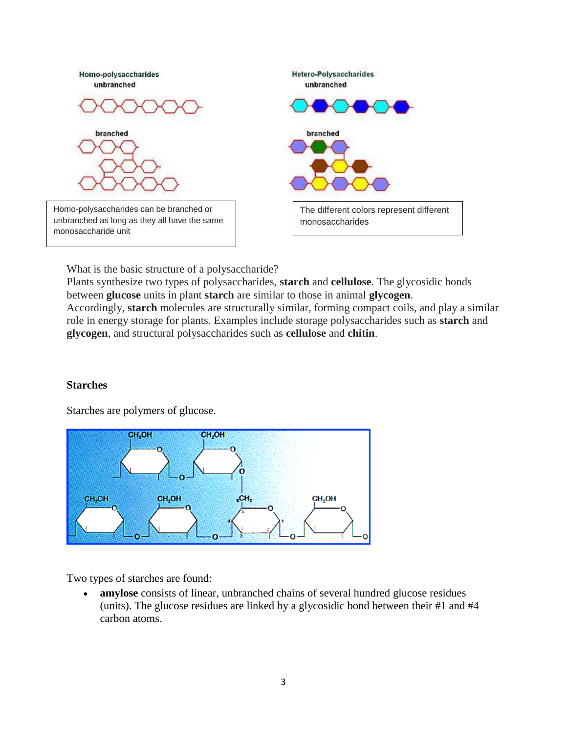Homo-polysaccharides can be branched or unbranched as long as they all have the same monosaccharide unit

The different colors represent different monosaccharides

What is the basic structure of a polysaccharide?
Plants synthesize two types of polysaccharides, **starch** and **cellulose**. The glycosidic bonds between **glucose** units in plant **starch** are similar to those in animal **glycogen**.
Accordingly, **starch** molecules are structurally similar, forming compact coils, and play a similar role in energy storage for plants. Examples include storage polysaccharides such as **starch** and **glycogen**, and structural polysaccharides such as **cellulose** and **chitin**.

**Starches**

Starches are polymers of glucose.

Two types of starches are found:

- **amylose** consists of linear, unbranched chains of several hundred glucose residues (units). The glucose residues are linked by a glycosidic bond between their #1 and #4 carbon atoms.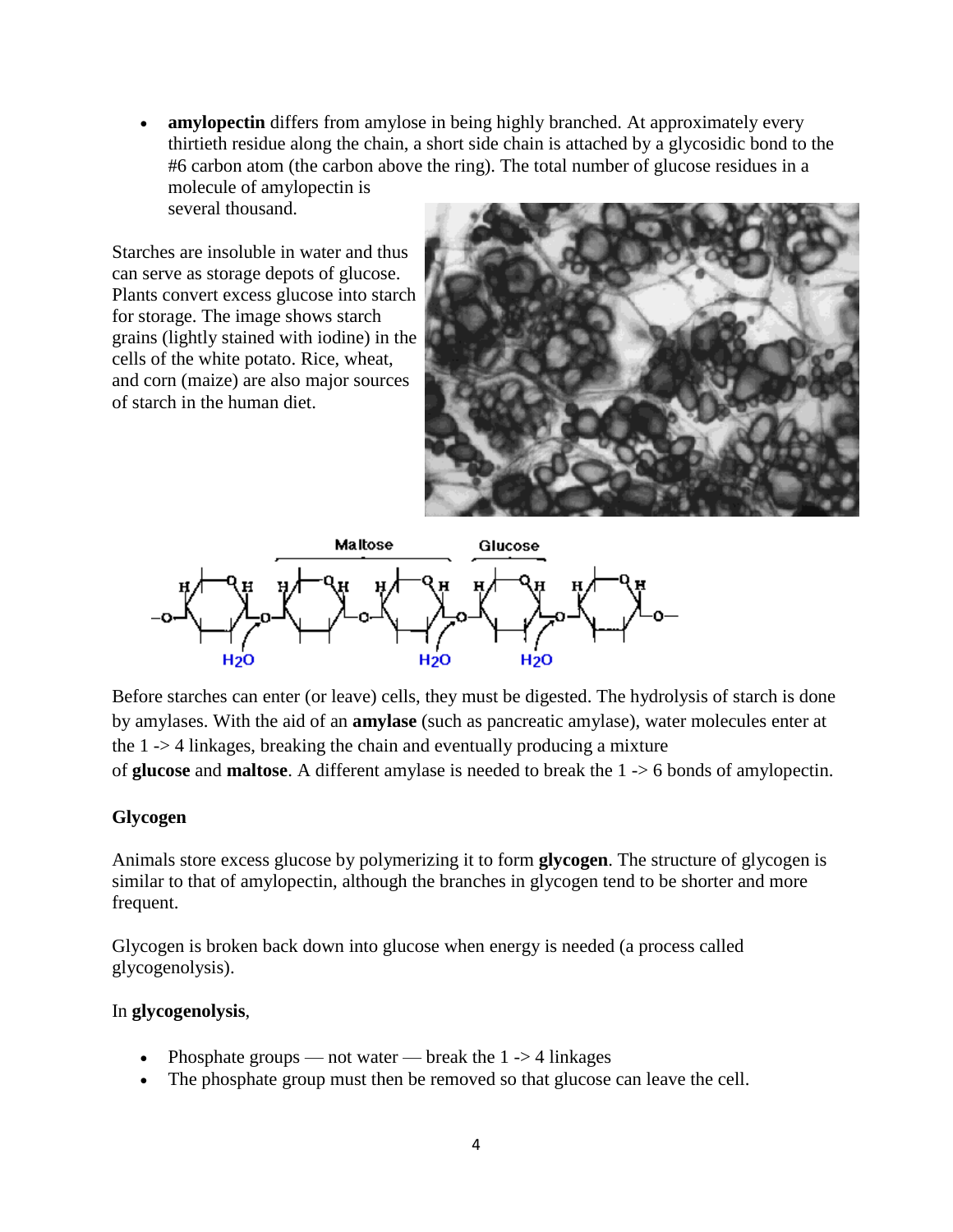- **amylopectin** differs from amylose in being highly branched. At approximately every thirtieth residue along the chain, a short side chain is attached by a glycosidic bond to the #6 carbon atom (the carbon above the ring). The total number of glucose residues in a molecule of amylopectin is several thousand.

Starches are insoluble in water and thus can serve as storage depots of glucose. Plants convert excess glucose into starch for storage. The image shows starch grains (lightly stained with iodine) in the cells of the white potato. Rice, wheat, and corn (maize) are also major sources of starch in the human diet.

Before starches can enter (or leave) cells, they must be digested. The hydrolysis of starch is done by amylases. With the aid of an **amylase** (such as pancreatic amylase), water molecules enter at the 1 -> 4 linkages, breaking the chain and eventually producing a mixture of **glucose** and **maltose**. A different amylase is needed to break the 1 -> 6 bonds of amylopectin.

**Glycogen**

Animals store excess glucose by polymerizing it to form **glycogen**. The structure of glycogen is similar to that of amylopectin, although the branches in glycogen tend to be shorter and more frequent.

Glycogen is broken back down into glucose when energy is needed (a process called glycogenolysis).

In **glycogenolysis**,

- Phosphate groups — not water — break the 1 -> 4 linkages
- The phosphate group must then be removed so that glucose can leave the cell.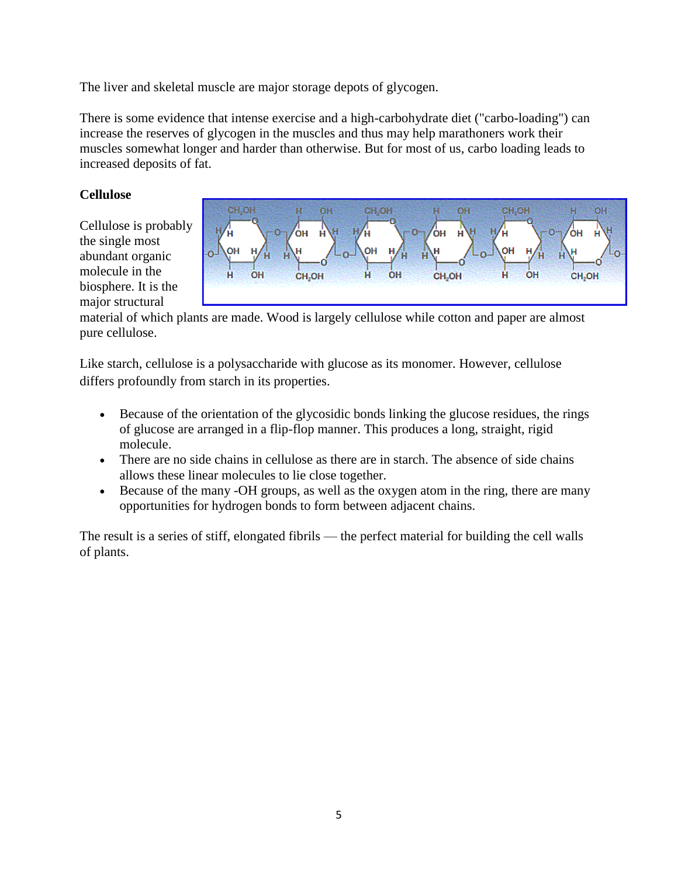The liver and skeletal muscle are major storage depots of glycogen.

There is some evidence that intense exercise and a high-carbohydrate diet ("carbo-loading") can increase the reserves of glycogen in the muscles and thus may help marathoners work their muscles somewhat longer and harder than otherwise. But for most of us, carbo loading leads to increased deposits of fat.

**Cellulose**

Cellulose is probably the single most abundant organic molecule in the biosphere. It is the major structural material of which plants are made. Wood is largely cellulose while cotton and paper are almost pure cellulose.

Like starch, cellulose is a polysaccharide with glucose as its monomer. However, cellulose differs profoundly from starch in its properties.

- Because of the orientation of the glycosidic bonds linking the glucose residues, the rings of glucose are arranged in a flip-flop manner. This produces a long, straight, rigid molecule.
- There are no side chains in cellulose as there are in starch. The absence of side chains allows these linear molecules to lie close together.
- Because of the many -OH groups, as well as the oxygen atom in the ring, there are many opportunities for hydrogen bonds to form between adjacent chains.

The result is a series of stiff, elongated fibrils — the perfect material for building the cell walls of plants.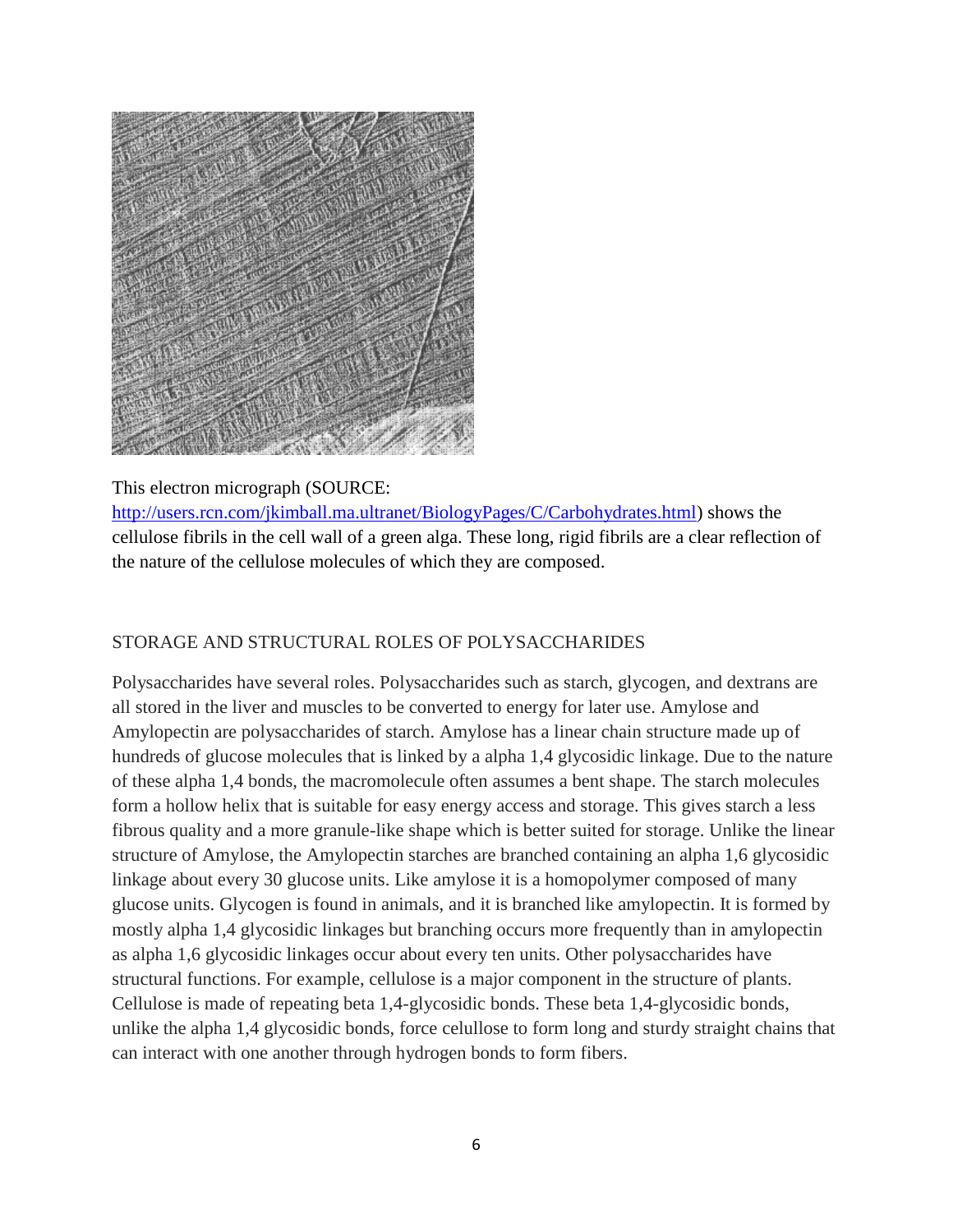This electron micrograph (SOURCE: [http://users.rcn.com/jkimball.ma.ultranet/BiologyPages/C/Carbohydrates.html](http://users.rcn.com/jkimball.ma.ultranet/BiologyPages/C/Carbohydrates.html)) shows the cellulose fibrils in the cell wall of a green alga. These long, rigid fibrils are a clear reflection of the nature of the cellulose molecules of which they are composed.

## STORAGE AND STRUCTURAL ROLES OF POLYSACCHARIDES

Polysaccharides have several roles. Polysaccharides such as starch, glycogen, and dextrans are all stored in the liver and muscles to be converted to energy for later use. Amylose and Amylopectin are polysaccharides of starch. Amylose has a linear chain structure made up of hundreds of glucose molecules that is linked by a alpha 1,4 glycosidic linkage. Due to the nature of these alpha 1,4 bonds, the macromolecule often assumes a bent shape. The starch molecules form a hollow helix that is suitable for easy energy access and storage. This gives starch a less fibrous quality and a more granule-like shape which is better suited for storage. Unlike the linear structure of Amylose, the Amylopectin starches are branched containing an alpha 1,6 glycosidic linkage about every 30 glucose units. Like amylose it is a homopolymer composed of many glucose units. Glycogen is found in animals, and it is branched like amylopectin. It is formed by mostly alpha 1,4 glycosidic linkages but branching occurs more frequently than in amylopectin as alpha 1,6 glycosidic linkages occur about every ten units. Other polysaccharides have structural functions. For example, cellulose is a major component in the structure of plants. Cellulose is made of repeating beta 1,4-glycosidic bonds. These beta 1,4-glycosidic bonds, unlike the alpha 1,4 glycosidic bonds, force celullose to form long and sturdy straight chains that can interact with one another through hydrogen bonds to form fibers.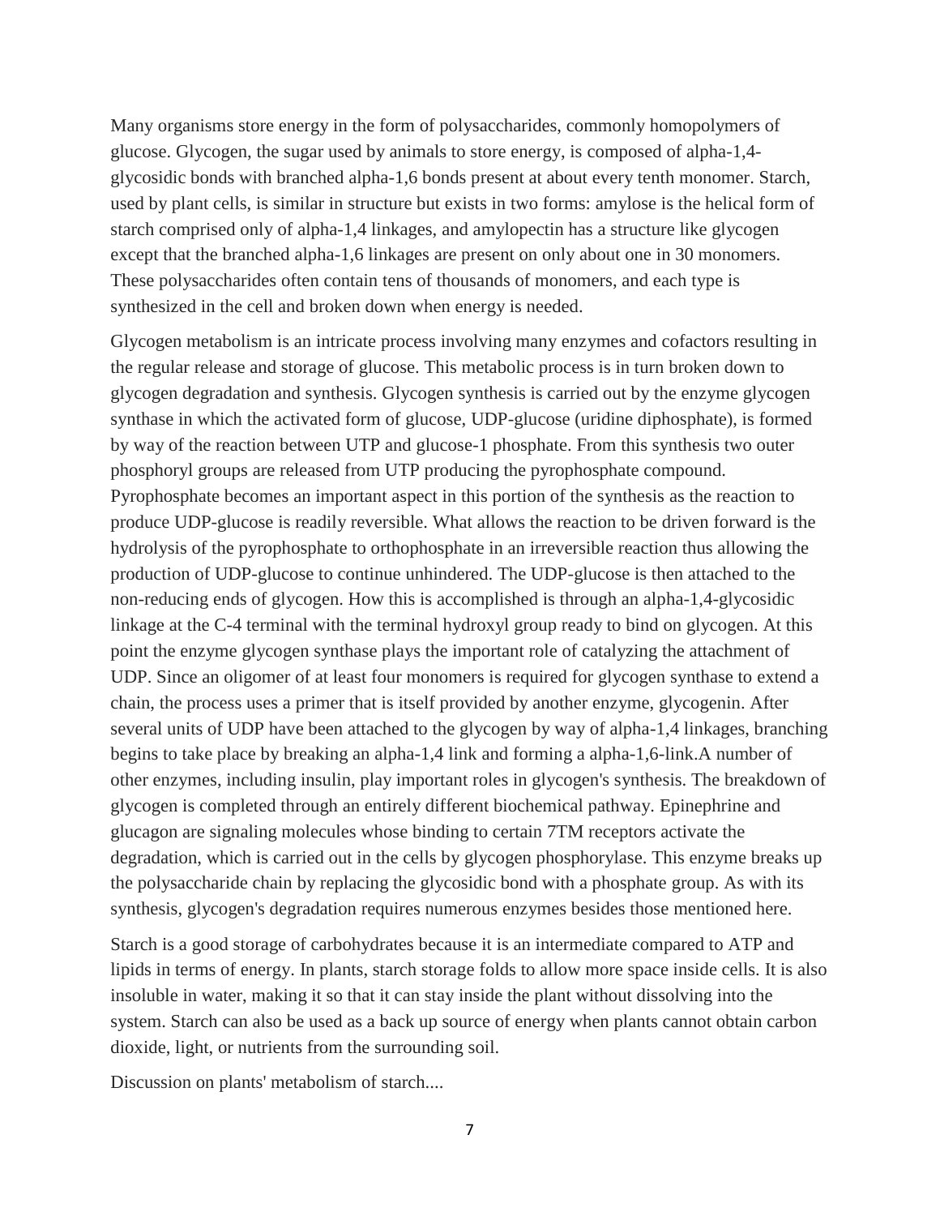Many organisms store energy in the form of polysaccharides, commonly homopolymers of glucose. Glycogen, the sugar used by animals to store energy, is composed of alpha-1,4-glycosidic bonds with branched alpha-1,6 bonds present at about every tenth monomer. Starch, used by plant cells, is similar in structure but exists in two forms: amylose is the helical form of starch comprised only of alpha-1,4 linkages, and amylopectin has a structure like glycogen except that the branched alpha-1,6 linkages are present on only about one in 30 monomers. These polysaccharides often contain tens of thousands of monomers, and each type is synthesized in the cell and broken down when energy is needed.

Glycogen metabolism is an intricate process involving many enzymes and cofactors resulting in the regular release and storage of glucose. This metabolic process is in turn broken down to glycogen degradation and synthesis. Glycogen synthesis is carried out by the enzyme glycogen synthase in which the activated form of glucose, UDP-glucose (uridine diphosphate), is formed by way of the reaction between UTP and glucose-1 phosphate. From this synthesis two outer phosphoryl groups are released from UTP producing the pyrophosphate compound. Pyrophosphate becomes an important aspect in this portion of the synthesis as the reaction to produce UDP-glucose is readily reversible. What allows the reaction to be driven forward is the hydrolysis of the pyrophosphate to orthophosphate in an irreversible reaction thus allowing the production of UDP-glucose to continue unhindered. The UDP-glucose is then attached to the non-reducing ends of glycogen. How this is accomplished is through an alpha-1,4-glycosidic linkage at the C-4 terminal with the terminal hydroxyl group ready to bind on glycogen. At this point the enzyme glycogen synthase plays the important role of catalyzing the attachment of UDP. Since an oligomer of at least four monomers is required for glycogen synthase to extend a chain, the process uses a primer that is itself provided by another enzyme, glycogenin. After several units of UDP have been attached to the glycogen by way of alpha-1,4 linkages, branching begins to take place by breaking an alpha-1,4 link and forming a alpha-1,6-link.A number of other enzymes, including insulin, play important roles in glycogen's synthesis. The breakdown of glycogen is completed through an entirely different biochemical pathway. Epinephrine and glucagon are signaling molecules whose binding to certain 7TM receptors activate the degradation, which is carried out in the cells by glycogen phosphorylase. This enzyme breaks up the polysaccharide chain by replacing the glycosidic bond with a phosphate group. As with its synthesis, glycogen's degradation requires numerous enzymes besides those mentioned here.

Starch is a good storage of carbohydrates because it is an intermediate compared to ATP and lipids in terms of energy. In plants, starch storage folds to allow more space inside cells. It is also insoluble in water, making it so that it can stay inside the plant without dissolving into the system. Starch can also be used as a back up source of energy when plants cannot obtain carbon dioxide, light, or nutrients from the surrounding soil.

Discussion on plants' metabolism of starch....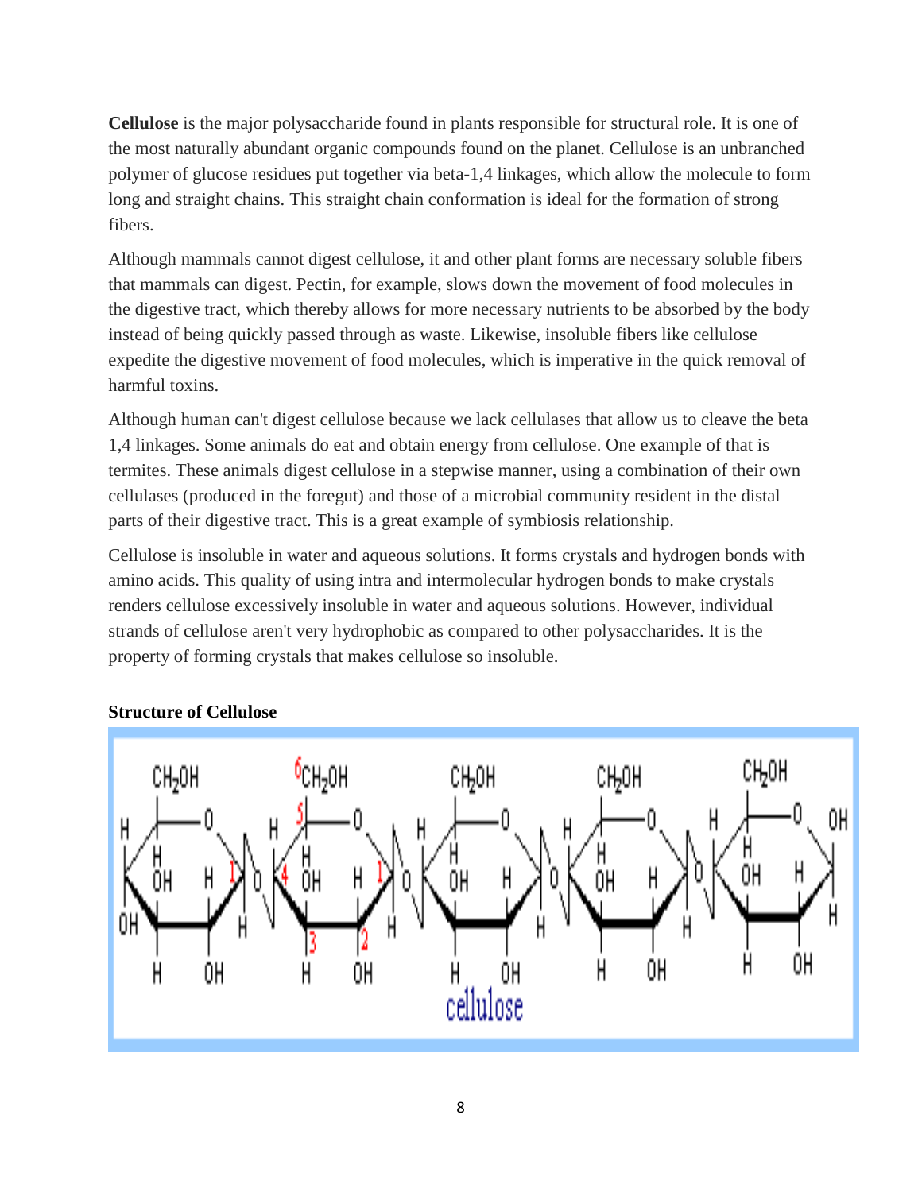**Cellulose** is the major polysaccharide found in plants responsible for structural role. It is one of the most naturally abundant organic compounds found on the planet. Cellulose is an unbranched polymer of glucose residues put together via beta-1,4 linkages, which allow the molecule to form long and straight chains. This straight chain conformation is ideal for the formation of strong fibers.

Although mammals cannot digest cellulose, it and other plant forms are necessary soluble fibers that mammals can digest. Pectin, for example, slows down the movement of food molecules in the digestive tract, which thereby allows for more necessary nutrients to be absorbed by the body instead of being quickly passed through as waste. Likewise, insoluble fibers like cellulose expedite the digestive movement of food molecules, which is imperative in the quick removal of harmful toxins.

Although human can't digest cellulose because we lack cellulases that allow us to cleave the beta 1,4 linkages. Some animals do eat and obtain energy from cellulose. One example of that is termites. These animals digest cellulose in a stepwise manner, using a combination of their own cellulases (produced in the foregut) and those of a microbial community resident in the distal parts of their digestive tract. This is a great example of symbiosis relationship.

Cellulose is insoluble in water and aqueous solutions. It forms crystals and hydrogen bonds with amino acids. This quality of using intra and intermolecular hydrogen bonds to make crystals renders cellulose excessively insoluble in water and aqueous solutions. However, individual strands of cellulose aren't very hydrophobic as compared to other polysaccharides. It is the property of forming crystals that makes cellulose so insoluble.

**Structure of Cellulose**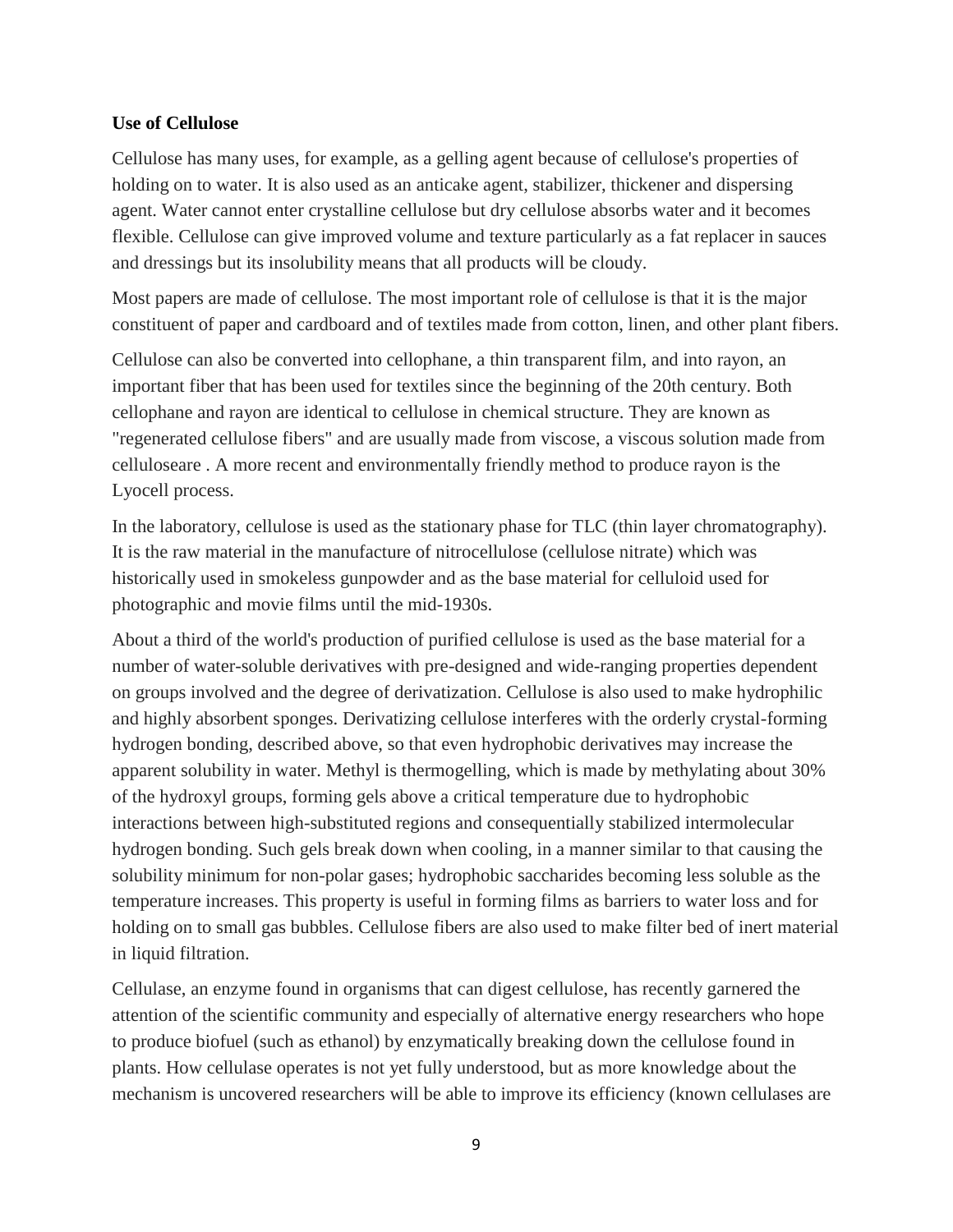**Use of Cellulose**

Cellulose has many uses, for example, as a gelling agent because of cellulose's properties of holding on to water. It is also used as an anticake agent, stabilizer, thickener and dispersing agent. Water cannot enter crystalline cellulose but dry cellulose absorbs water and it becomes flexible. Cellulose can give improved volume and texture particularly as a fat replacer in sauces and dressings but its insolubility means that all products will be cloudy.

Most papers are made of cellulose. The most important role of cellulose is that it is the major constituent of paper and cardboard and of textiles made from cotton, linen, and other plant fibers.

Cellulose can also be converted into cellophane, a thin transparent film, and into rayon, an important fiber that has been used for textiles since the beginning of the 20th century. Both cellophane and rayon are identical to cellulose in chemical structure. They are known as "regenerated cellulose fibers" and are usually made from viscose, a viscous solution made from celluloseare . A more recent and environmentally friendly method to produce rayon is the Lyocell process.

In the laboratory, cellulose is used as the stationary phase for TLC (thin layer chromatography). It is the raw material in the manufacture of nitrocellulose (cellulose nitrate) which was historically used in smokeless gunpowder and as the base material for celluloid used for photographic and movie films until the mid-1930s.

About a third of the world's production of purified cellulose is used as the base material for a number of water-soluble derivatives with pre-designed and wide-ranging properties dependent on groups involved and the degree of derivatization. Cellulose is also used to make hydrophilic and highly absorbent sponges. Derivatizing cellulose interferes with the orderly crystal-forming hydrogen bonding, described above, so that even hydrophobic derivatives may increase the apparent solubility in water. Methyl is thermogelling, which is made by methylating about 30% of the hydroxyl groups, forming gels above a critical temperature due to hydrophobic interactions between high-substituted regions and consequentially stabilized intermolecular hydrogen bonding. Such gels break down when cooling, in a manner similar to that causing the solubility minimum for non-polar gases; hydrophobic saccharides becoming less soluble as the temperature increases. This property is useful in forming films as barriers to water loss and for holding on to small gas bubbles. Cellulose fibers are also used to make filter bed of inert material in liquid filtration.

Cellulase, an enzyme found in organisms that can digest cellulose, has recently garnered the attention of the scientific community and especially of alternative energy researchers who hope to produce biofuel (such as ethanol) by enzymatically breaking down the cellulose found in plants. How cellulase operates is not yet fully understood, but as more knowledge about the mechanism is uncovered researchers will be able to improve its efficiency (known cellulases are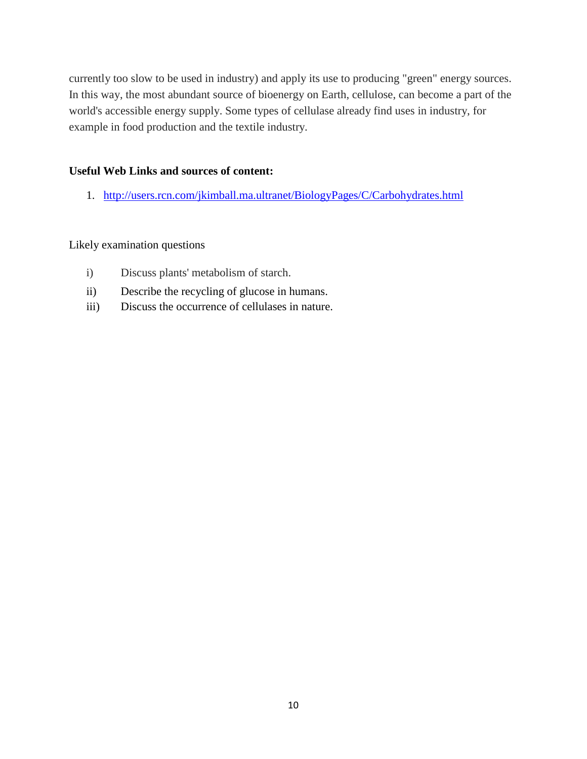currently too slow to be used in industry) and apply its use to producing "green" energy sources. In this way, the most abundant source of bioenergy on Earth, cellulose, can become a part of the world's accessible energy supply. Some types of cellulase already find uses in industry, for example in food production and the textile industry.

**Useful Web Links and sources of content:**

1. [http://users.rcn.com/jkimball.ma.ultranet/BiologyPages/C/Carbohydrates.html](http://users.rcn.com/jkimball.ma.ultranet/BiologyPages/C/Carbohydrates.html)

Likely examination questions

i) Discuss plants' metabolism of starch.

ii) Describe the recycling of glucose in humans.

iii) Discuss the occurrence of cellulases in nature.